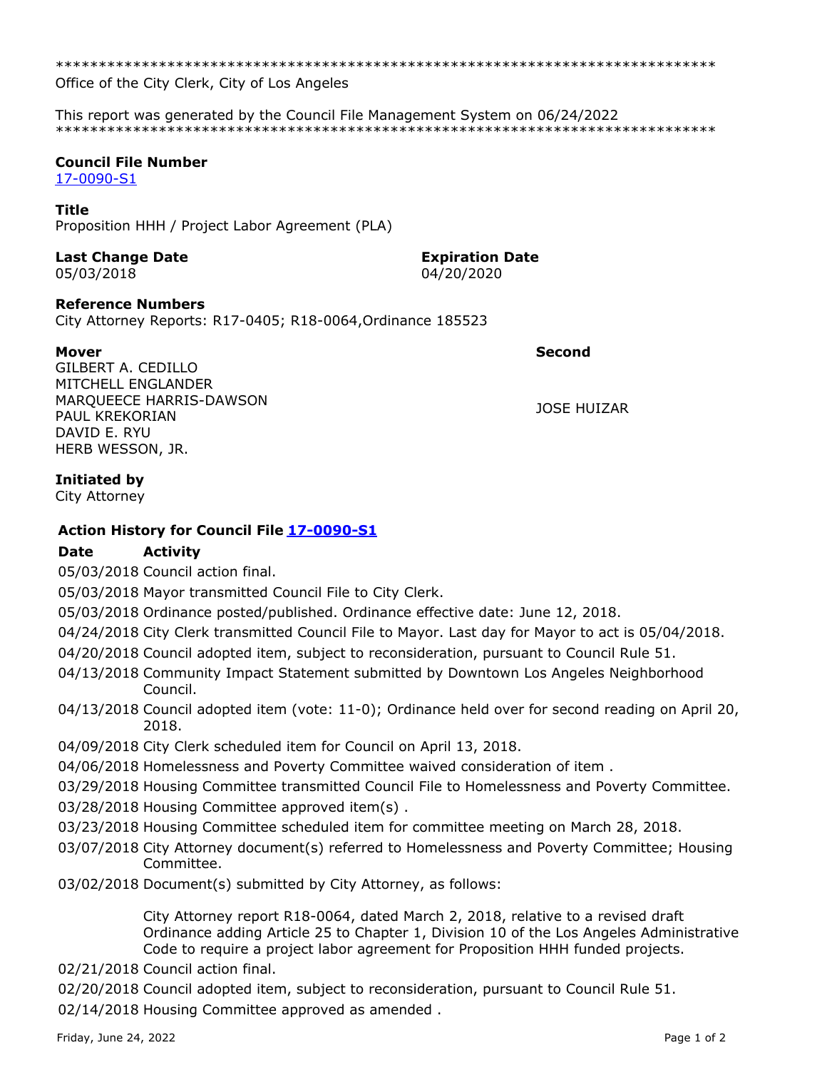*****************************************************************************

Office of the City Clerk, City of Los Angeles

This report was generated by the Council File Management System on 06/24/2022

*****************************************************************************

**Council File Number**
17-0090-S1

**Title**
Proposition HHH / Project Labor Agreement (PLA)

**Last Change Date**
05/03/2018

**Expiration Date**
04/20/2020

**Reference Numbers**
City Attorney Reports: R17-0405; R18-0064,Ordinance 185523

**Mover**
GILBERT A. CEDILLO
MITCHELL ENGLANDER
MARQUEECE HARRIS-DAWSON
PAUL KREKORIAN
DAVID E. RYU
HERB WESSON, JR.

**Second**
JOSE HUIZAR

**Initiated by**
City Attorney

### Action History for Council File 17-0090-S1

| Date | Activity |
| --- | --- |
| 05/03/2018 | Council action final. |
| 05/03/2018 | Mayor transmitted Council File to City Clerk. |
| 05/03/2018 | Ordinance posted/published. Ordinance effective date: June 12, 2018. |
| 04/24/2018 | City Clerk transmitted Council File to Mayor. Last day for Mayor to act is 05/04/2018. |
| 04/20/2018 | Council adopted item, subject to reconsideration, pursuant to Council Rule 51. |
| 04/13/2018 | Community Impact Statement submitted by Downtown Los Angeles Neighborhood Council. |
| 04/13/2018 | Council adopted item (vote: 11-0); Ordinance held over for second reading on April 20, 2018. |
| 04/09/2018 | City Clerk scheduled item for Council on April 13, 2018. |
| 04/06/2018 | Homelessness and Poverty Committee waived consideration of item . |
| 03/29/2018 | Housing Committee transmitted Council File to Homelessness and Poverty Committee. |
| 03/28/2018 | Housing Committee approved item(s) . |
| 03/23/2018 | Housing Committee scheduled item for committee meeting on March 28, 2018. |
| 03/07/2018 | City Attorney document(s) referred to Homelessness and Poverty Committee; Housing Committee. |
| 03/02/2018 | Document(s) submitted by City Attorney, as follows:<br><br>City Attorney report R18-0064, dated March 2, 2018, relative to a revised draft Ordinance adding Article 25 to Chapter 1, Division 10 of the Los Angeles Administrative Code to require a project labor agreement for Proposition HHH funded projects. |
| 02/21/2018 | Council action final. |
| 02/20/2018 | Council adopted item, subject to reconsideration, pursuant to Council Rule 51. |
| 02/14/2018 | Housing Committee approved as amended . |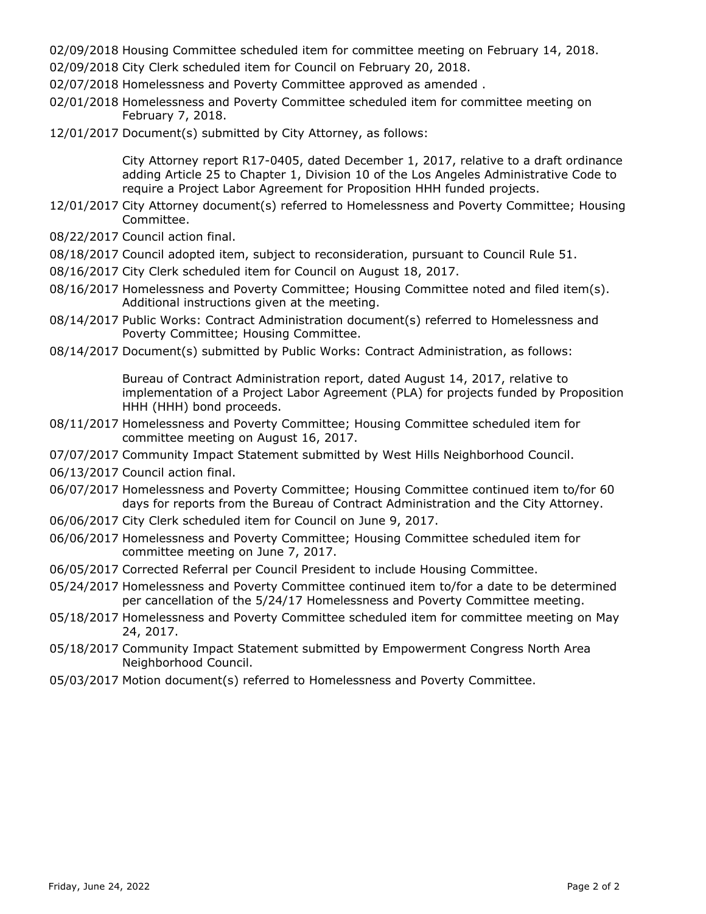02/09/2018 Housing Committee scheduled item for committee meeting on February 14, 2018.

02/09/2018 City Clerk scheduled item for Council on February 20, 2018.

02/07/2018 Homelessness and Poverty Committee approved as amended .

02/01/2018 Homelessness and Poverty Committee scheduled item for committee meeting on February 7, 2018.

12/01/2017 Document(s) submitted by City Attorney, as follows:

City Attorney report R17-0405, dated December 1, 2017, relative to a draft ordinance adding Article 25 to Chapter 1, Division 10 of the Los Angeles Administrative Code to require a Project Labor Agreement for Proposition HHH funded projects.

12/01/2017 City Attorney document(s) referred to Homelessness and Poverty Committee; Housing Committee.

08/22/2017 Council action final.

08/18/2017 Council adopted item, subject to reconsideration, pursuant to Council Rule 51.

08/16/2017 City Clerk scheduled item for Council on August 18, 2017.

08/16/2017 Homelessness and Poverty Committee; Housing Committee noted and filed item(s). Additional instructions given at the meeting.

08/14/2017 Public Works: Contract Administration document(s) referred to Homelessness and Poverty Committee; Housing Committee.

08/14/2017 Document(s) submitted by Public Works: Contract Administration, as follows:

Bureau of Contract Administration report, dated August 14, 2017, relative to implementation of a Project Labor Agreement (PLA) for projects funded by Proposition HHH (HHH) bond proceeds.

08/11/2017 Homelessness and Poverty Committee; Housing Committee scheduled item for committee meeting on August 16, 2017.

07/07/2017 Community Impact Statement submitted by West Hills Neighborhood Council.

06/13/2017 Council action final.

06/07/2017 Homelessness and Poverty Committee; Housing Committee continued item to/for 60 days for reports from the Bureau of Contract Administration and the City Attorney.

06/06/2017 City Clerk scheduled item for Council on June 9, 2017.

06/06/2017 Homelessness and Poverty Committee; Housing Committee scheduled item for committee meeting on June 7, 2017.

06/05/2017 Corrected Referral per Council President to include Housing Committee.

05/24/2017 Homelessness and Poverty Committee continued item to/for a date to be determined per cancellation of the 5/24/17 Homelessness and Poverty Committee meeting.

05/18/2017 Homelessness and Poverty Committee scheduled item for committee meeting on May 24, 2017.

05/18/2017 Community Impact Statement submitted by Empowerment Congress North Area Neighborhood Council.

05/03/2017 Motion document(s) referred to Homelessness and Poverty Committee.